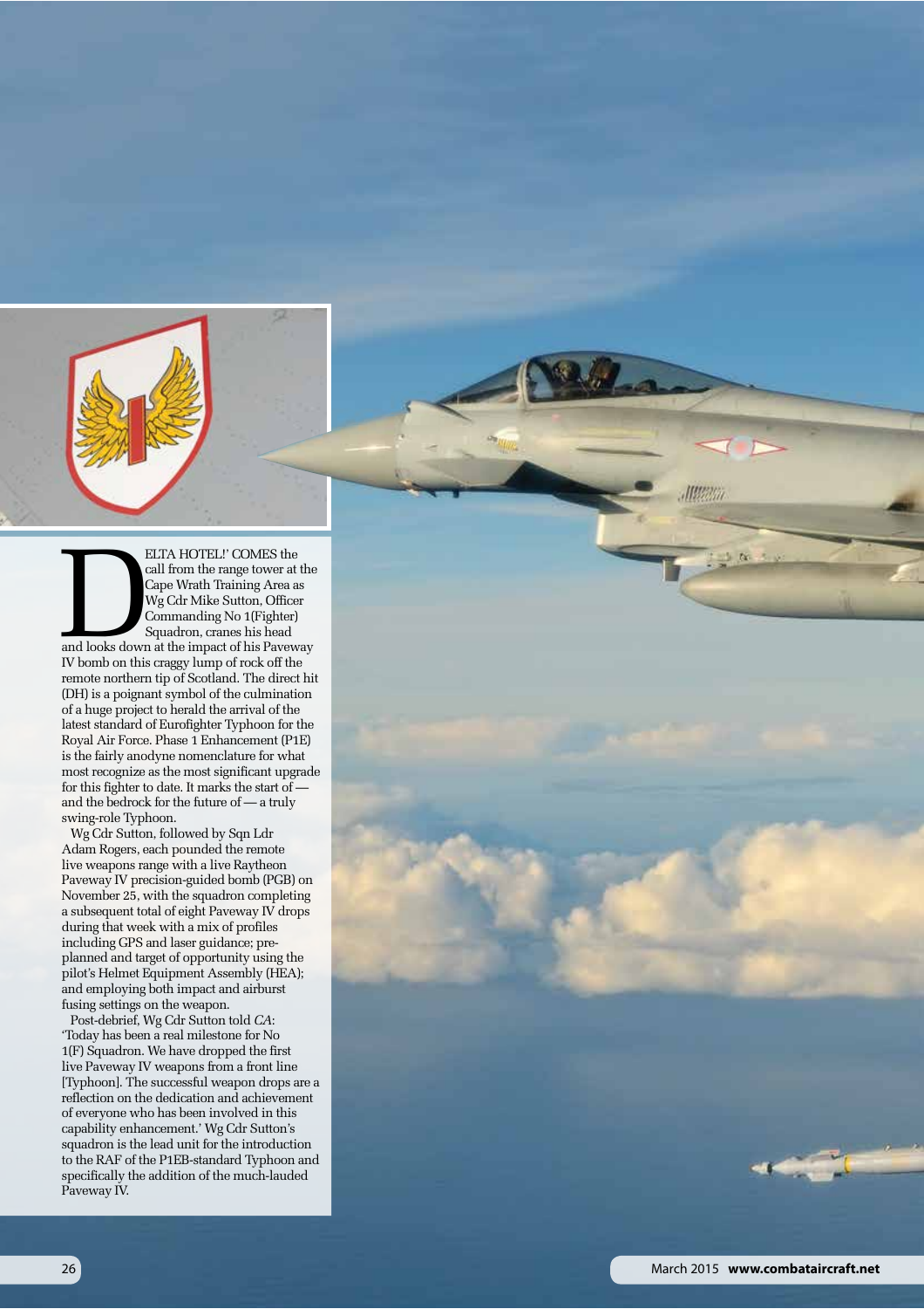DELTA HOTEL!' COMES the call from the range tower at the Cape Wrath Training Area as Wg Cdr Mike Sutton, Officer Commanding No 1(Fighter) Squadron, cranes his head and looks down at the impact of his Paveway IV bomb on this craggy lump of rock off the remote northern tip of Scotland. The direct hit (DH) is a poignant symbol of the culmination of a huge project to herald the arrival of the latest standard of Eurofighter Typhoon for the Royal Air Force. Phase 1 Enhancement (P1E) is the fairly anodyne nomenclature for what most recognize as the most significant upgrade for this fighter to date. It marks the start of — and the bedrock for the future of — a truly swing-role Typhoon.

Wg Cdr Sutton, followed by Sqn Ldr Adam Rogers, each pounded the remote live weapons range with a live Raytheon Paveway IV precision-guided bomb (PGB) on November 25, with the squadron completing a subsequent total of eight Paveway IV drops during that week with a mix of profiles including GPS and laser guidance; pre-planned and target of opportunity using the pilot's Helmet Equipment Assembly (HEA); and employing both impact and airburst fusing settings on the weapon.

Post-debrief, Wg Cdr Sutton told *CA*: 'Today has been a real milestone for No 1(F) Squadron. We have dropped the first live Paveway IV weapons from a front line [Typhoon]. The successful weapon drops are a reflection on the dedication and achievement of everyone who has been involved in this capability enhancement.' Wg Cdr Sutton's squadron is the lead unit for the introduction to the RAF of the P1EB-standard Typhoon and specifically the addition of the much-lauded Paveway IV.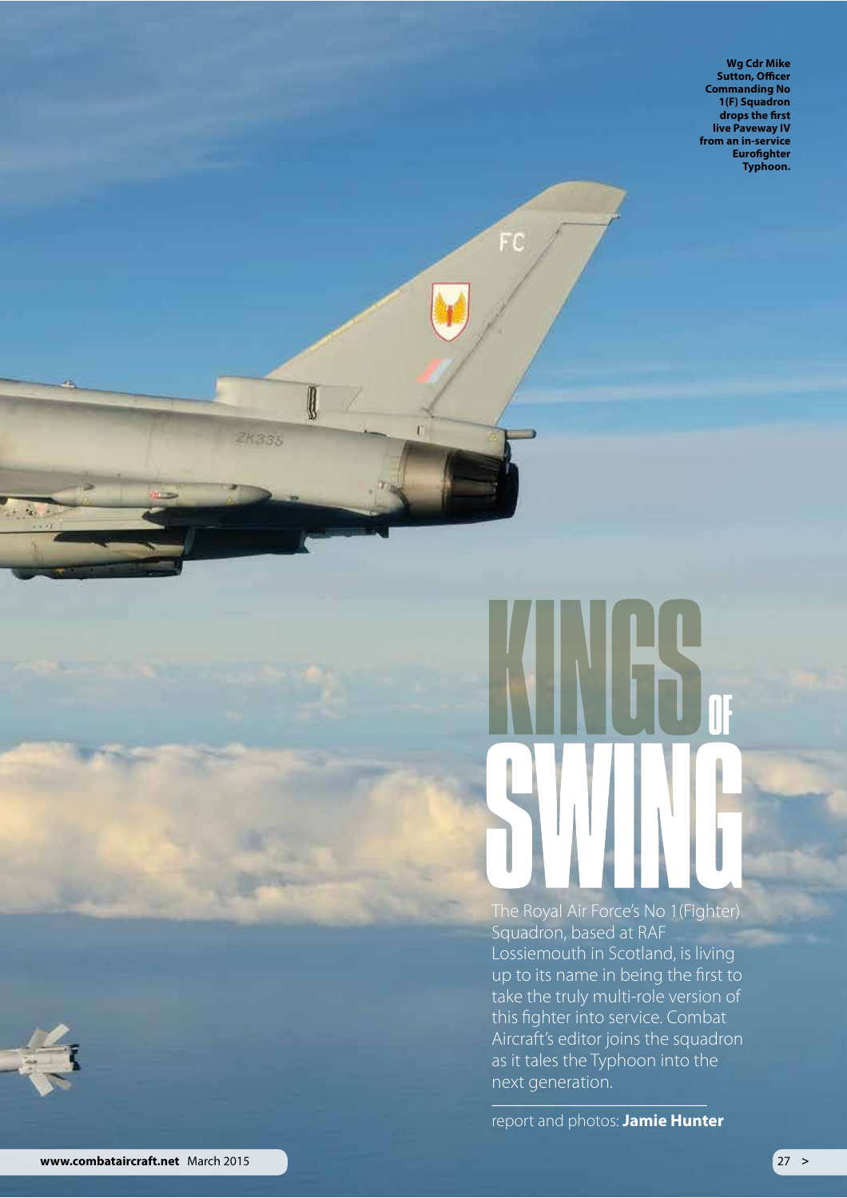Wg Cdr Mike Sutton, Officer Commanding No 1(F) Squadron drops the first live Paveway IV from an in-service Eurofighter Typhoon.

# KINGS OF SWING

The Royal Air Force's No 1(Fighter) Squadron, based at RAF Lossiemouth in Scotland, is living up to its name in being the first to take the truly multi-role version of this fighter into service. Combat Aircraft's editor joins the squadron as it tales the Typhoon into the next generation.

report and photos: **Jamie Hunter**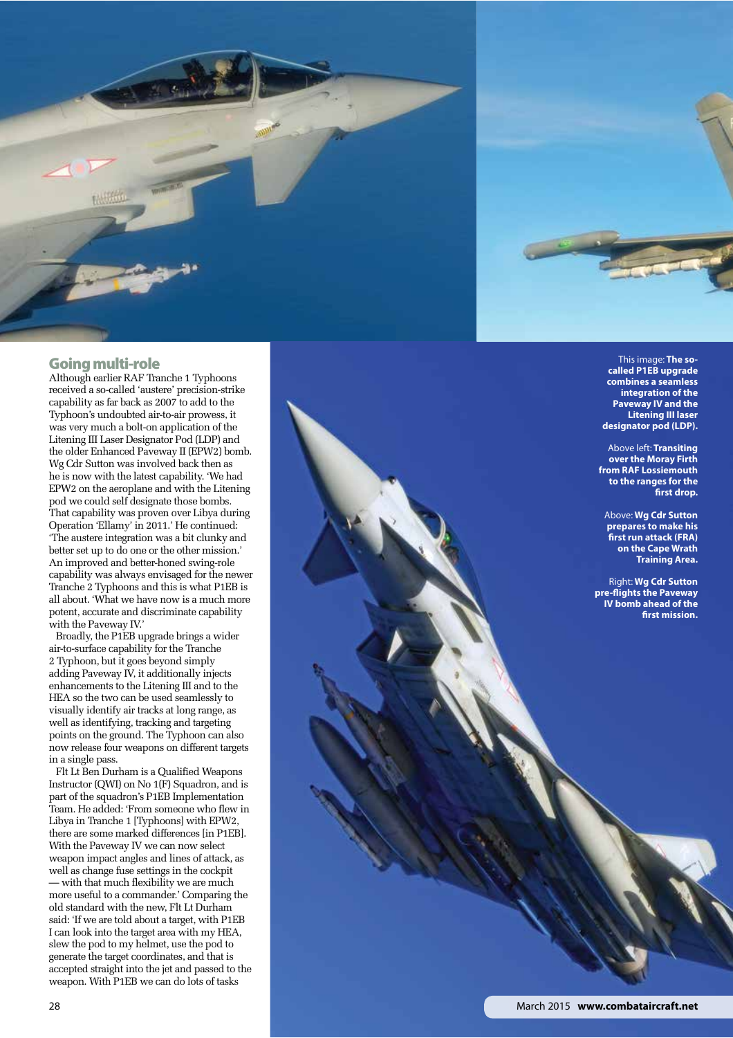## Going multi-role

Although earlier RAF Tranche 1 Typhoons received a so-called 'austere' precision-strike capability as far back as 2007 to add to the Typhoon's undoubted air-to-air prowess, it was very much a bolt-on application of the Litening III Laser Designator Pod (LDP) and the older Enhanced Paveway II (EPW2) bomb. Wg Cdr Sutton was involved back then as he is now with the latest capability. 'We had EPW2 on the aeroplane and with the Litening pod we could self designate those bombs. That capability was proven over Libya during Operation 'Ellamy' in 2011.' He continued: 'The austere integration was a bit clunky and better set up to do one or the other mission.' An improved and better-honed swing-role capability was always envisaged for the newer Tranche 2 Typhoons and this is what P1EB is all about. 'What we have now is a much more potent, accurate and discriminate capability with the Paveway IV.'

Broadly, the P1EB upgrade brings a wider air-to-surface capability for the Tranche 2 Typhoon, but it goes beyond simply adding Paveway IV, it additionally injects enhancements to the Litening III and to the HEA so the two can be used seamlessly to visually identify air tracks at long range, as well as identifying, tracking and targeting points on the ground. The Typhoon can also now release four weapons on different targets in a single pass.

Flt Lt Ben Durham is a Qualified Weapons Instructor (QWI) on No 1(F) Squadron, and is part of the squadron's P1EB Implementation Team. He added: 'From someone who flew in Libya in Tranche 1 [Typhoons] with EPW2, there are some marked differences [in P1EB]. With the Paveway IV we can now select weapon impact angles and lines of attack, as well as change fuse settings in the cockpit — with that much flexibility we are much more useful to a commander.' Comparing the old standard with the new, Flt Lt Durham said: 'If we are told about a target, with P1EB I can look into the target area with my HEA, slew the pod to my helmet, use the pod to generate the target coordinates, and that is accepted straight into the jet and passed to the weapon. With P1EB we can do lots of tasks

This image: **The so-called P1EB upgrade combines a seamless integration of the Paveway IV and the Litening III laser designator pod (LDP).**

Above left: **Transiting over the Moray Firth from RAF Lossiemouth to the ranges for the first drop.**

Above: **Wg Cdr Sutton prepares to make his first run attack (FRA) on the Cape Wrath Training Area.**

Right: **Wg Cdr Sutton pre-flights the Paveway IV bomb ahead of the first mission.**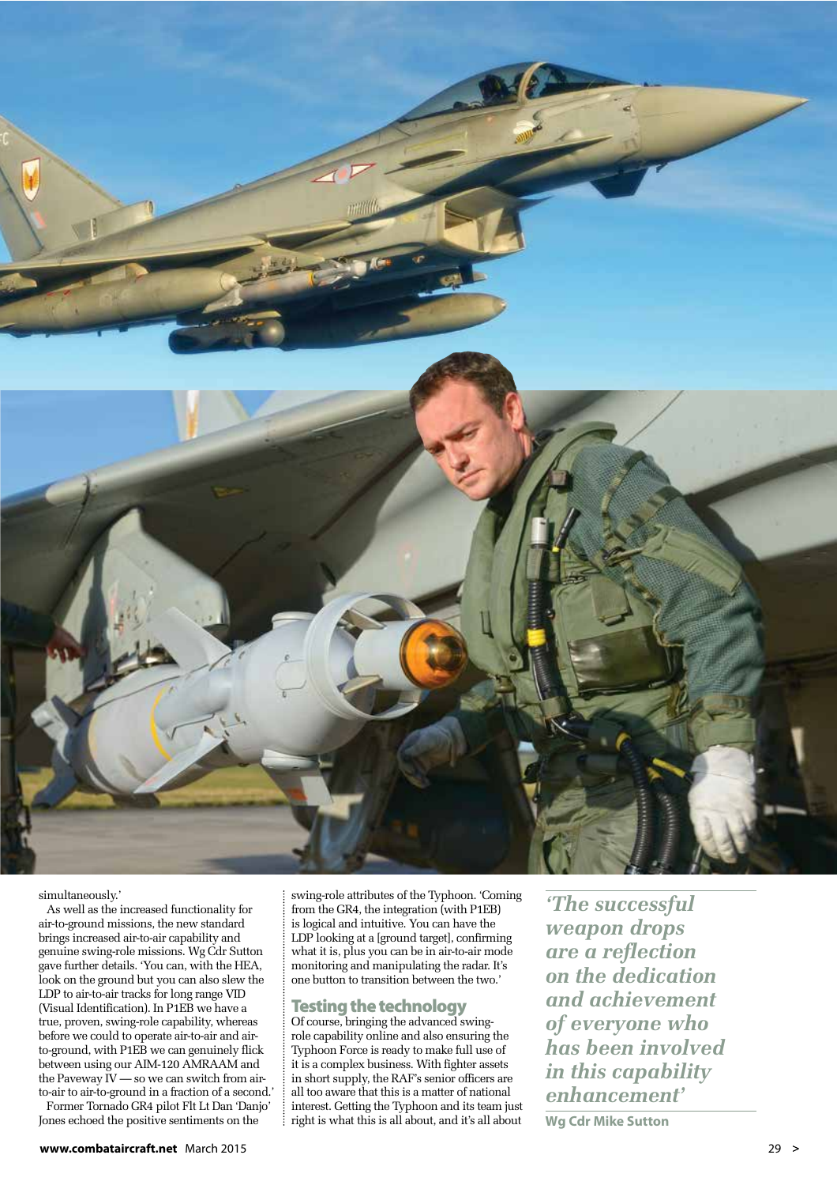simultaneously.'

As well as the increased functionality for air-to-ground missions, the new standard brings increased air-to-air capability and genuine swing-role missions. Wg Cdr Sutton gave further details. 'You can, with the HEA, look on the ground but you can also slew the LDP to air-to-air tracks for long range VID (Visual Identification). In P1EB we have a true, proven, swing-role capability, whereas before we could to operate air-to-air and air-to-ground, with P1EB we can genuinely flick between using our AIM-120 AMRAAM and the Paveway IV — so we can switch from air-to-air to air-to-ground in a fraction of a second.'

Former Tornado GR4 pilot Flt Lt Dan 'Danjo' Jones echoed the positive sentiments on the swing-role attributes of the Typhoon. 'Coming from the GR4, the integration (with P1EB) is logical and intuitive. You can have the LDP looking at a [ground target], confirming what it is, plus you can be in air-to-air mode monitoring and manipulating the radar. It's one button to transition between the two.'

## Testing the technology

Of course, bringing the advanced swing-role capability online and also ensuring the Typhoon Force is ready to make full use of it is a complex business. With fighter assets in short supply, the RAF's senior officers are all too aware that this is a matter of national interest. Getting the Typhoon and its team just right is what this is all about, and it's all about

> ***'The successful weapon drops are a reflection on the dedication and achievement of everyone who has been involved in this capability enhancement'***
>
> **Wg Cdr Mike Sutton**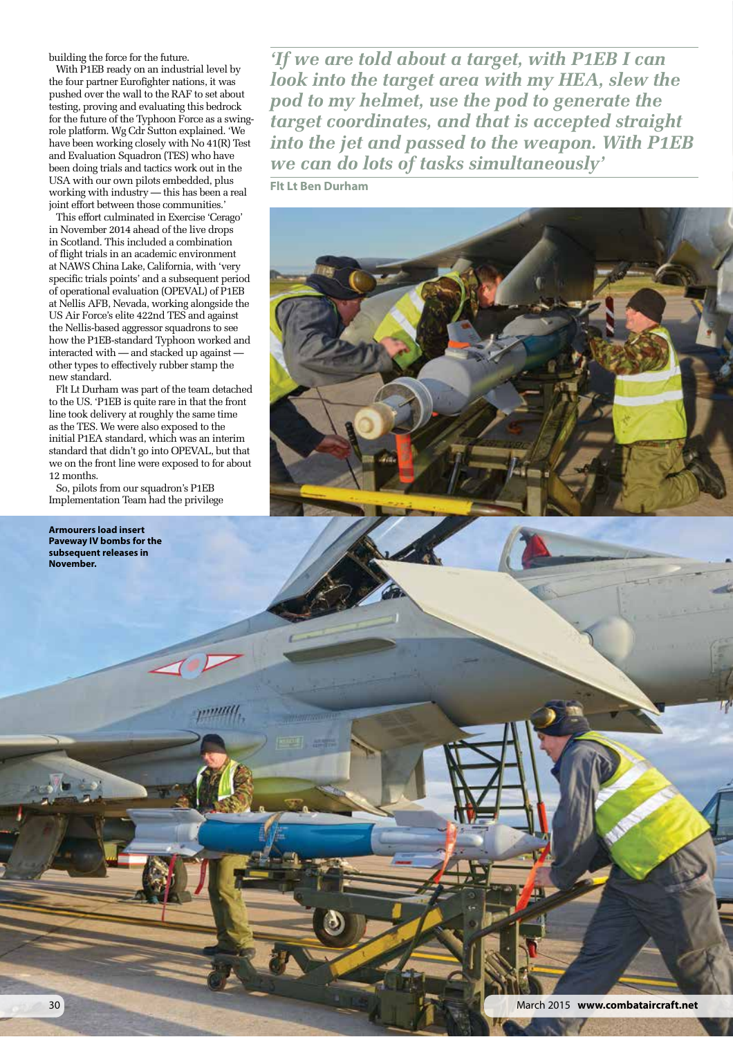building the force for the future.

With P1EB ready on an industrial level by the four partner Eurofighter nations, it was pushed over the wall to the RAF to set about testing, proving and evaluating this bedrock for the future of the Typhoon Force as a swing-role platform. Wg Cdr Sutton explained. 'We have been working closely with No 41(R) Test and Evaluation Squadron (TES) who have been doing trials and tactics work out in the USA with our own pilots embedded, plus working with industry — this has been a real joint effort between those communities.'

This effort culminated in Exercise 'Cerago' in November 2014 ahead of the live drops in Scotland. This included a combination of flight trials in an academic environment at NAWS China Lake, California, with 'very specific trials points' and a subsequent period of operational evaluation (OPEVAL) of P1EB at Nellis AFB, Nevada, working alongside the US Air Force's elite 422nd TES and against the Nellis-based aggressor squadrons to see how the P1EB-standard Typhoon worked and interacted with — and stacked up against — other types to effectively rubber stamp the new standard.

Flt Lt Durham was part of the team detached to the US. 'P1EB is quite rare in that the front line took delivery at roughly the same time as the TES. We were also exposed to the initial P1EA standard, which was an interim standard that didn't go into OPEVAL, but that we on the front line were exposed to for about 12 months.

So, pilots from our squadron's P1EB Implementation Team had the privilege

***'If we are told about a target, with P1EB I can look into the target area with my HEA, slew the pod to my helmet, use the pod to generate the target coordinates, and that is accepted straight into the jet and passed to the weapon. With P1EB we can do lots of tasks simultaneously'***

**Flt Lt Ben Durham**

**Armourers load insert Paveway IV bombs for the subsequent releases in November.**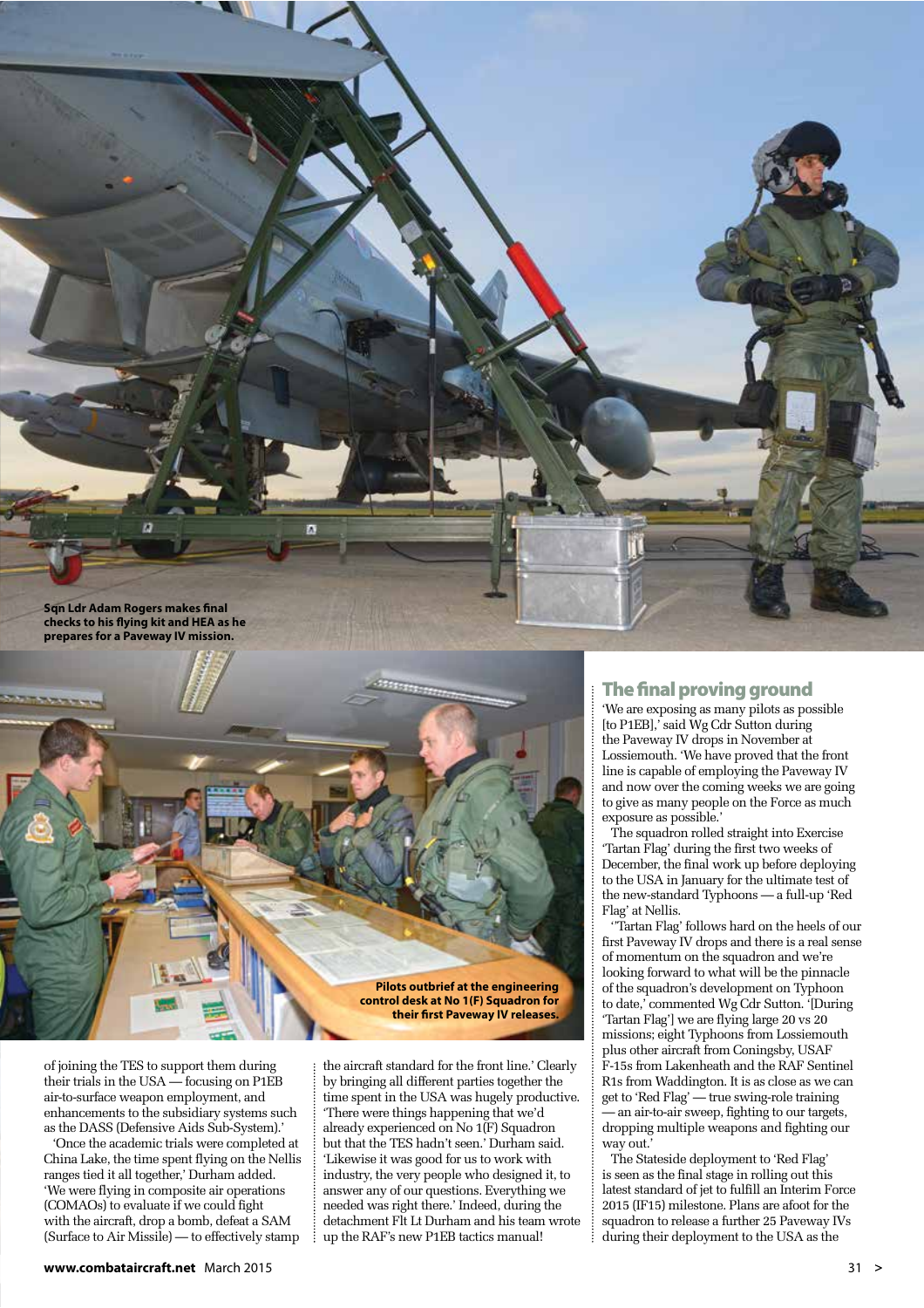Sqn Ldr Adam Rogers makes final checks to his flying kit and HEA as he prepares for a Paveway IV mission.

Pilots outbrief at the engineering control desk at No 1(F) Squadron for their first Paveway IV releases.

of joining the TES to support them during their trials in the USA — focusing on P1EB air-to-surface weapon employment, and enhancements to the subsidiary systems such as the DASS (Defensive Aids Sub-System).'

'Once the academic trials were completed at China Lake, the time spent flying on the Nellis ranges tied it all together,' Durham added. 'We were flying in composite air operations (COMAOs) to evaluate if we could fight with the aircraft, drop a bomb, defeat a SAM (Surface to Air Missile) — to effectively stamp the aircraft standard for the front line.' Clearly by bringing all different parties together the time spent in the USA was hugely productive. 'There were things happening that we'd already experienced on No 1(F) Squadron but that the TES hadn't seen.' Durham said. 'Likewise it was good for us to work with industry, the very people who designed it, to answer any of our questions. Everything we needed was right there.' Indeed, during the detachment Flt Lt Durham and his team wrote up the RAF's new P1EB tactics manual!

## The final proving ground

'We are exposing as many pilots as possible [to P1EB],' said Wg Cdr Sutton during the Paveway IV drops in November at Lossiemouth. 'We have proved that the front line is capable of employing the Paveway IV and now over the coming weeks we are going to give as many people on the Force as much exposure as possible.'

The squadron rolled straight into Exercise 'Tartan Flag' during the first two weeks of December, the final work up before deploying to the USA in January for the ultimate test of the new-standard Typhoons — a full-up 'Red Flag' at Nellis.

''Tartan Flag' follows hard on the heels of our first Paveway IV drops and there is a real sense of momentum on the squadron and we're looking forward to what will be the pinnacle of the squadron's development on Typhoon to date,' commented Wg Cdr Sutton. '[During 'Tartan Flag'] we are flying large 20 vs 20 missions; eight Typhoons from Lossiemouth plus other aircraft from Coningsby, USAF F-15s from Lakenheath and the RAF Sentinel R1s from Waddington. It is as close as we can get to 'Red Flag' — true swing-role training — an air-to-air sweep, fighting to our targets, dropping multiple weapons and fighting our way out.'

The Stateside deployment to 'Red Flag' is seen as the final stage in rolling out this latest standard of jet to fulfill an Interim Force 2015 (IF15) milestone. Plans are afoot for the squadron to release a further 25 Paveway IVs during their deployment to the USA as the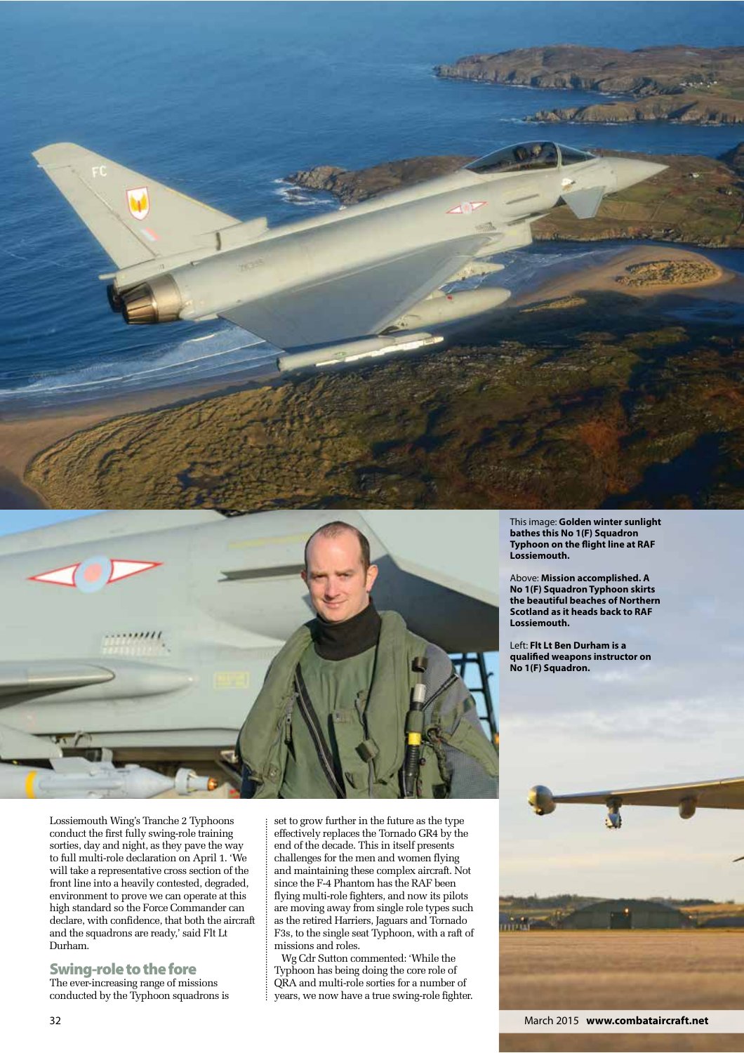This image: **Golden winter sunlight bathes this No 1(F) Squadron Typhoon on the flight line at RAF Lossiemouth.**

Above: **Mission accomplished. A No 1(F) Squadron Typhoon skirts the beautiful beaches of Northern Scotland as it heads back to RAF Lossiemouth.**

Left: **Flt Lt Ben Durham is a qualified weapons instructor on No 1(F) Squadron.**

Lossiemouth Wing's Tranche 2 Typhoons conduct the first fully swing-role training sorties, day and night, as they pave the way to full multi-role declaration on April 1. 'We will take a representative cross section of the front line into a heavily contested, degraded, environment to prove we can operate at this high standard so the Force Commander can declare, with confidence, that both the aircraft and the squadrons are ready,' said Flt Lt Durham.

## Swing-role to the fore

The ever-increasing range of missions conducted by the Typhoon squadrons is set to grow further in the future as the type effectively replaces the Tornado GR4 by the end of the decade. This in itself presents challenges for the men and women flying and maintaining these complex aircraft. Not since the F-4 Phantom has the RAF been flying multi-role fighters, and now its pilots are moving away from single role types such as the retired Harriers, Jaguars and Tornado F3s, to the single seat Typhoon, with a raft of missions and roles.

Wg Cdr Sutton commented: 'While the Typhoon has being doing the core role of QRA and multi-role sorties for a number of years, we now have a true swing-role fighter.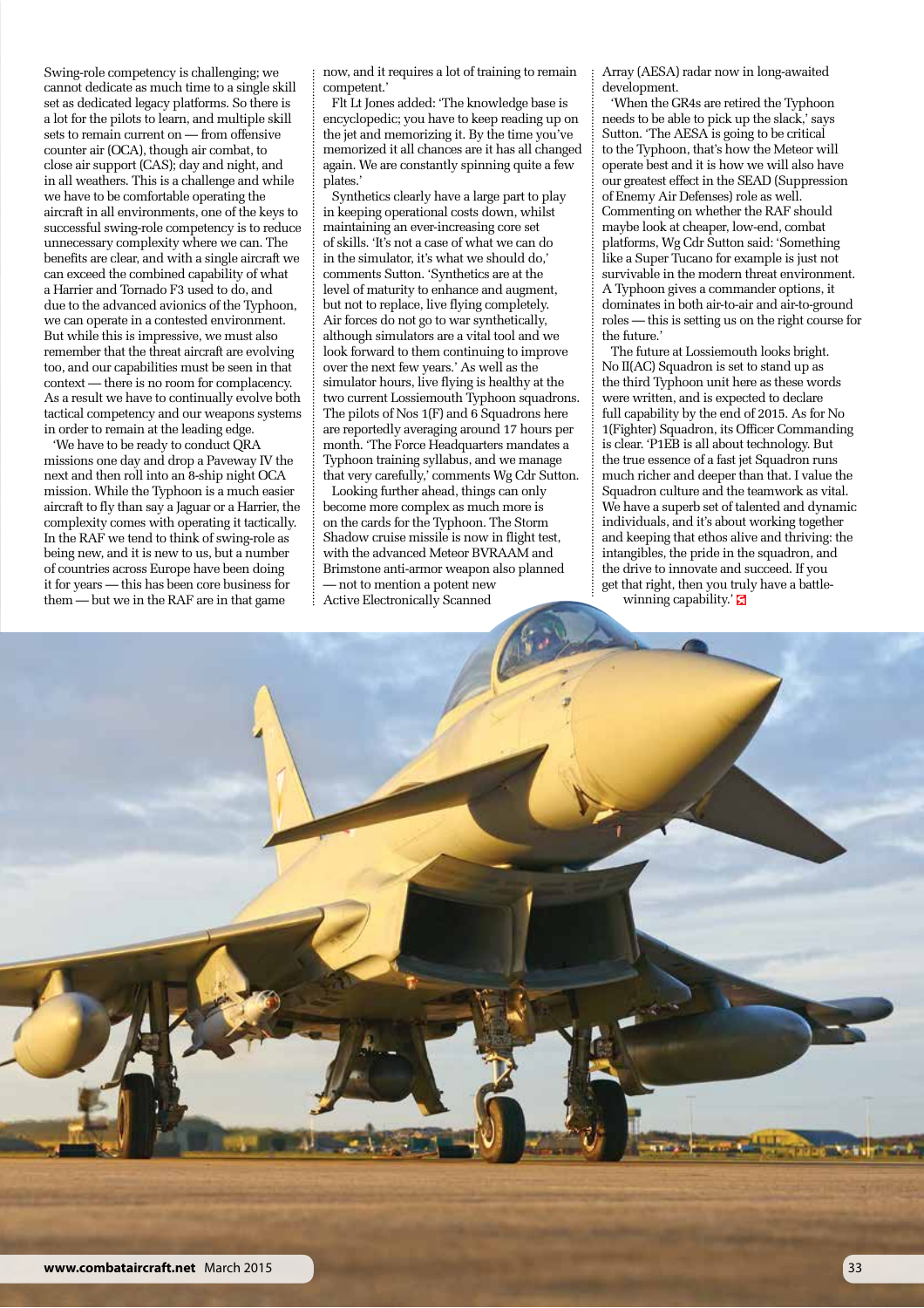Swing-role competency is challenging; we cannot dedicate as much time to a single skill set as dedicated legacy platforms. So there is a lot for the pilots to learn, and multiple skill sets to remain current on — from offensive counter air (OCA), though air combat, to close air support (CAS); day and night, and in all weathers. This is a challenge and while we have to be comfortable operating the aircraft in all environments, one of the keys to successful swing-role competency is to reduce unnecessary complexity where we can. The benefits are clear, and with a single aircraft we can exceed the combined capability of what a Harrier and Tornado F3 used to do, and due to the advanced avionics of the Typhoon, we can operate in a contested environment. But while this is impressive, we must also remember that the threat aircraft are evolving too, and our capabilities must be seen in that context — there is no room for complacency. As a result we have to continually evolve both tactical competency and our weapons systems in order to remain at the leading edge.

'We have to be ready to conduct QRA missions one day and drop a Paveway IV the next and then roll into an 8-ship night OCA mission. While the Typhoon is a much easier aircraft to fly than say a Jaguar or a Harrier, the complexity comes with operating it tactically. In the RAF we tend to think of swing-role as being new, and it is new to us, but a number of countries across Europe have been doing it for years — this has been core business for them — but we in the RAF are in that game now, and it requires a lot of training to remain competent.'

Flt Lt Jones added: 'The knowledge base is encyclopedic; you have to keep reading up on the jet and memorizing it. By the time you've memorized it all chances are it has all changed again. We are constantly spinning quite a few plates.'

Synthetics clearly have a large part to play in keeping operational costs down, whilst maintaining an ever-increasing core set of skills. 'It's not a case of what we can do in the simulator, it's what we should do,' comments Sutton. 'Synthetics are at the level of maturity to enhance and augment, but not to replace, live flying completely. Air forces do not go to war synthetically, although simulators are a vital tool and we look forward to them continuing to improve over the next few years.' As well as the simulator hours, live flying is healthy at the two current Lossiemouth Typhoon squadrons. The pilots of Nos 1(F) and 6 Squadrons here are reportedly averaging around 17 hours per month. 'The Force Headquarters mandates a Typhoon training syllabus, and we manage that very carefully,' comments Wg Cdr Sutton.

Looking further ahead, things can only become more complex as much more is on the cards for the Typhoon. The Storm Shadow cruise missile is now in flight test, with the advanced Meteor BVRAAM and Brimstone anti-armor weapon also planned — not to mention a potent new Active Electronically Scanned Array (AESA) radar now in long-awaited development.

'When the GR4s are retired the Typhoon needs to be able to pick up the slack,' says Sutton. 'The AESA is going to be critical to the Typhoon, that's how the Meteor will operate best and it is how we will also have our greatest effect in the SEAD (Suppression of Enemy Air Defenses) role as well. Commenting on whether the RAF should maybe look at cheaper, low-end, combat platforms, Wg Cdr Sutton said: 'Something like a Super Tucano for example is just not survivable in the modern threat environment. A Typhoon gives a commander options, it dominates in both air-to-air and air-to-ground roles — this is setting us on the right course for the future.'

The future at Lossiemouth looks bright. No II(AC) Squadron is set to stand up as the third Typhoon unit here as these words were written, and is expected to declare full capability by the end of 2015. As for No 1(Fighter) Squadron, its Officer Commanding is clear. 'P1EB is all about technology. But the true essence of a fast jet Squadron runs much richer and deeper than that. I value the Squadron culture and the teamwork as vital. We have a superb set of talented and dynamic individuals, and it's about working together and keeping that ethos alive and thriving: the intangibles, the pride in the squadron, and the drive to innovate and succeed. If you get that right, then you truly have a battle-winning capability.'